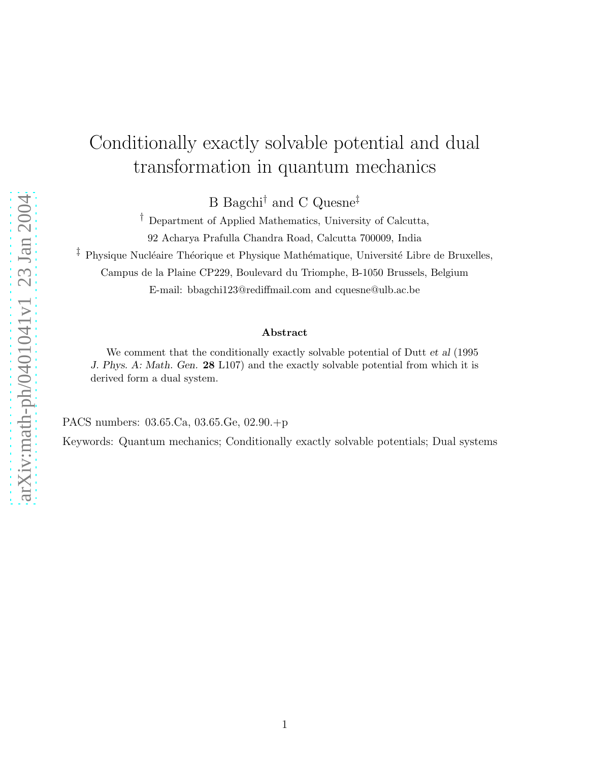# Conditionally exactly solvable potential and dual transformation in quantum mechanics

B Bagchi[†] and C Quesne[‡]

[†] Department of Applied Mathematics, University of Calcutta, 92 Acharya Prafulla Chandra Road, Calcutta 700009, India

[‡] Physique Nucléaire Théorique et Physique Mathématique, Université Libre de Bruxelles, Campus de la Plaine CP229, Boulevard du Triomphe, B-1050 Brussels, Belgium

E-mail: bbagchi123@rediffmail.com and cquesne@ulb.ac.be

**Abstract**

We comment that the conditionally exactly solvable potential of Dutt *et al* (1995 *J. Phys. A: Math. Gen.* **28** L107) and the exactly solvable potential from which it is derived form a dual system.

PACS numbers: 03.65.Ca, 03.65.Ge, 02.90.+p

Keywords: Quantum mechanics; Conditionally exactly solvable potentials; Dual systems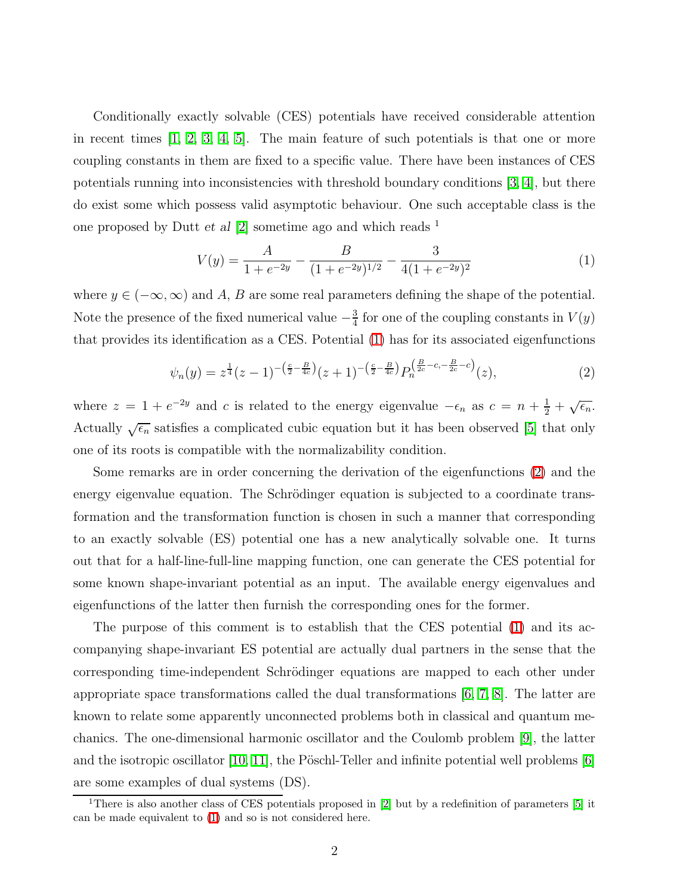Conditionally exactly solvable (CES) potentials have received considerable attention in recent times [1, 2, 3, 4, 5]. The main feature of such potentials is that one or more coupling constants in them are fixed to a specific value. There have been instances of CES potentials running into inconsistencies with threshold boundary conditions [3, 4], but there do exist some which possess valid asymptotic behaviour. One such acceptable class is the one proposed by Dutt *et al* [2] sometime ago and which reads [1]

$$V(y) = \frac{A}{1+e^{-2y}} - \frac{B}{(1+e^{-2y})^{1/2}} - \frac{3}{4(1+e^{-2y})^2} \tag{1}$$

where $y \in (-\infty, \infty)$ and $A$, $B$ are some real parameters defining the shape of the potential. Note the presence of the fixed numerical value $-\frac{3}{4}$ for one of the coupling constants in $V(y)$ that provides its identification as a CES. Potential (1) has for its associated eigenfunctions

$$\psi_n(y) = z^{\frac{1}{4}}(z-1)^{-\left(\frac{c}{2}-\frac{B}{4c}\right)}(z+1)^{-\left(\frac{c}{2}-\frac{B}{4c}\right)} P_n^{\left(\frac{B}{2c}-c,-\frac{B}{2c}-c\right)}(z), \tag{2}$$

where $z = 1+e^{-2y}$ and $c$ is related to the energy eigenvalue $-\epsilon_n$ as $c = n + \frac{1}{2} + \sqrt{\epsilon_n}$. Actually $\sqrt{\epsilon_n}$ satisfies a complicated cubic equation but it has been observed [5] that only one of its roots is compatible with the normalizability condition.

Some remarks are in order concerning the derivation of the eigenfunctions (2) and the energy eigenvalue equation. The Schrödinger equation is subjected to a coordinate transformation and the transformation function is chosen in such a manner that corresponding to an exactly solvable (ES) potential one has a new analytically solvable one. It turns out that for a half-line-full-line mapping function, one can generate the CES potential for some known shape-invariant potential as an input. The available energy eigenvalues and eigenfunctions of the latter then furnish the corresponding ones for the former.

The purpose of this comment is to establish that the CES potential (1) and its accompanying shape-invariant ES potential are actually dual partners in the sense that the corresponding time-independent Schrödinger equations are mapped to each other under appropriate space transformations called the dual transformations [6, 7, 8]. The latter are known to relate some apparently unconnected problems both in classical and quantum mechanics. The one-dimensional harmonic oscillator and the Coulomb problem [9], the latter and the isotropic oscillator [10, 11], the Pöschl-Teller and infinite potential well problems [6] are some examples of dual systems (DS).

[1] There is also another class of CES potentials proposed in [2] but by a redefinition of parameters [5] it can be made equivalent to (1) and so is not considered here.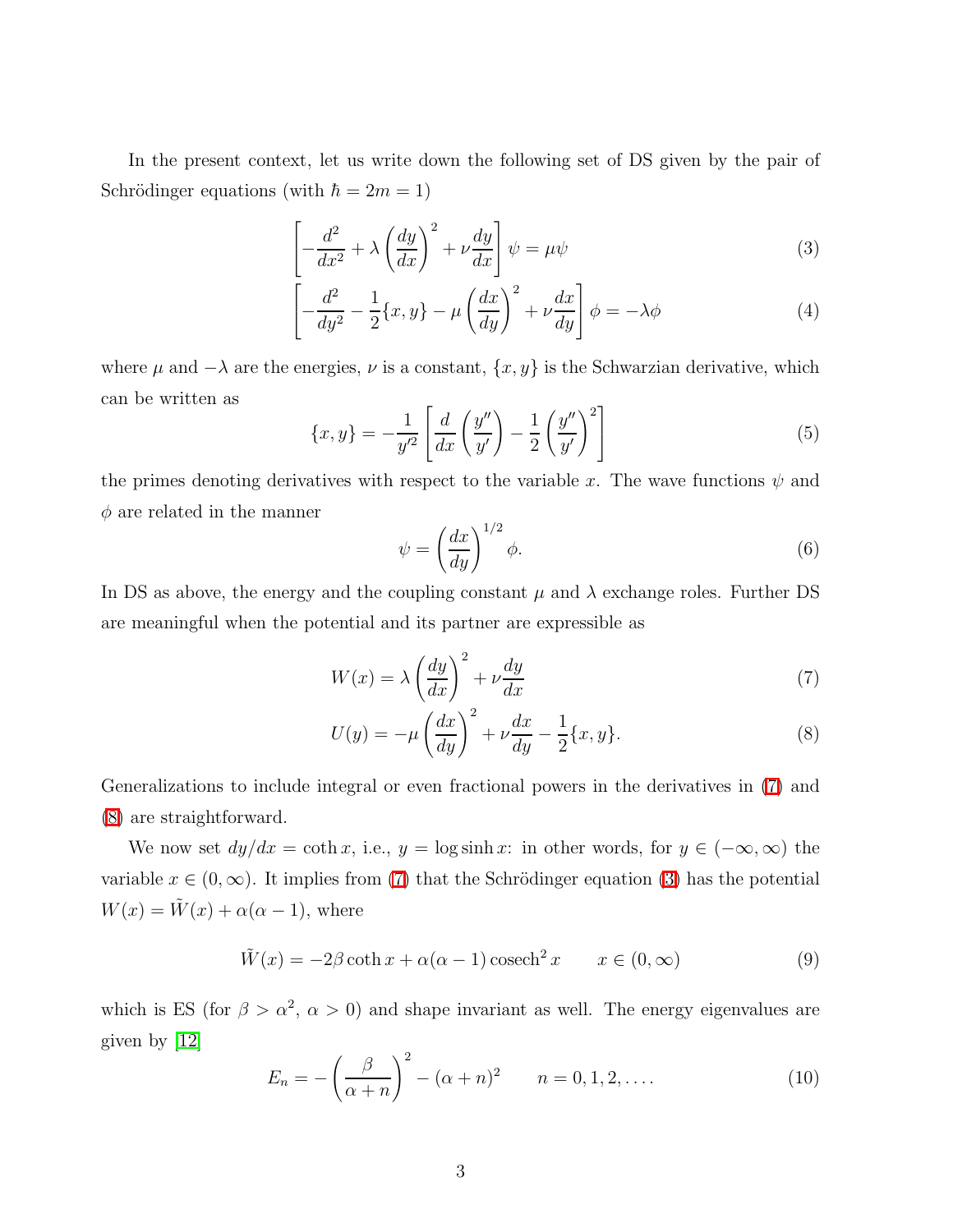In the present context, let us write down the following set of DS given by the pair of Schrödinger equations (with $\hbar = 2m = 1$)

$$\left[-\frac{d^2}{dx^2} + \lambda\left(\frac{dy}{dx}\right)^2 + \nu\frac{dy}{dx}\right]\psi = \mu\psi \tag{3}$$

$$\left[-\frac{d^2}{dy^2} - \frac{1}{2}\{x,y\} - \mu\left(\frac{dx}{dy}\right)^2 + \nu\frac{dx}{dy}\right]\phi = -\lambda\phi \tag{4}$$

where $\mu$ and $-\lambda$ are the energies, $\nu$ is a constant, $\{x,y\}$ is the Schwarzian derivative, which can be written as

$$\{x,y\} = -\frac{1}{y'^2}\left[\frac{d}{dx}\left(\frac{y''}{y'}\right) - \frac{1}{2}\left(\frac{y''}{y'}\right)^2\right] \tag{5}$$

the primes denoting derivatives with respect to the variable $x$. The wave functions $\psi$ and $\phi$ are related in the manner

$$\psi = \left(\frac{dx}{dy}\right)^{1/2}\phi. \tag{6}$$

In DS as above, the energy and the coupling constant $\mu$ and $\lambda$ exchange roles. Further DS are meaningful when the potential and its partner are expressible as

$$W(x) = \lambda\left(\frac{dy}{dx}\right)^2 + \nu\frac{dy}{dx} \tag{7}$$

$$U(y) = -\mu\left(\frac{dx}{dy}\right)^2 + \nu\frac{dx}{dy} - \frac{1}{2}\{x,y\}. \tag{8}$$

Generalizations to include integral or even fractional powers in the derivatives in (7) and (8) are straightforward.

We now set $dy/dx = \coth x$, i.e., $y = \log\sinh x$: in other words, for $y \in (-\infty, \infty)$ the variable $x \in (0, \infty)$. It implies from (7) that the Schrödinger equation (3) has the potential $W(x) = \tilde{W}(x) + \alpha(\alpha - 1)$, where

$$\tilde{W}(x) = -2\beta\coth x + \alpha(\alpha-1)\,\mathrm{cosech}^2 x \qquad x \in (0, \infty) \tag{9}$$

which is ES (for $\beta > \alpha^2$, $\alpha > 0$) and shape invariant as well. The energy eigenvalues are given by [12]

$$E_n = -\left(\frac{\beta}{\alpha+n}\right)^2 - (\alpha+n)^2 \qquad n = 0, 1, 2, \ldots. \tag{10}$$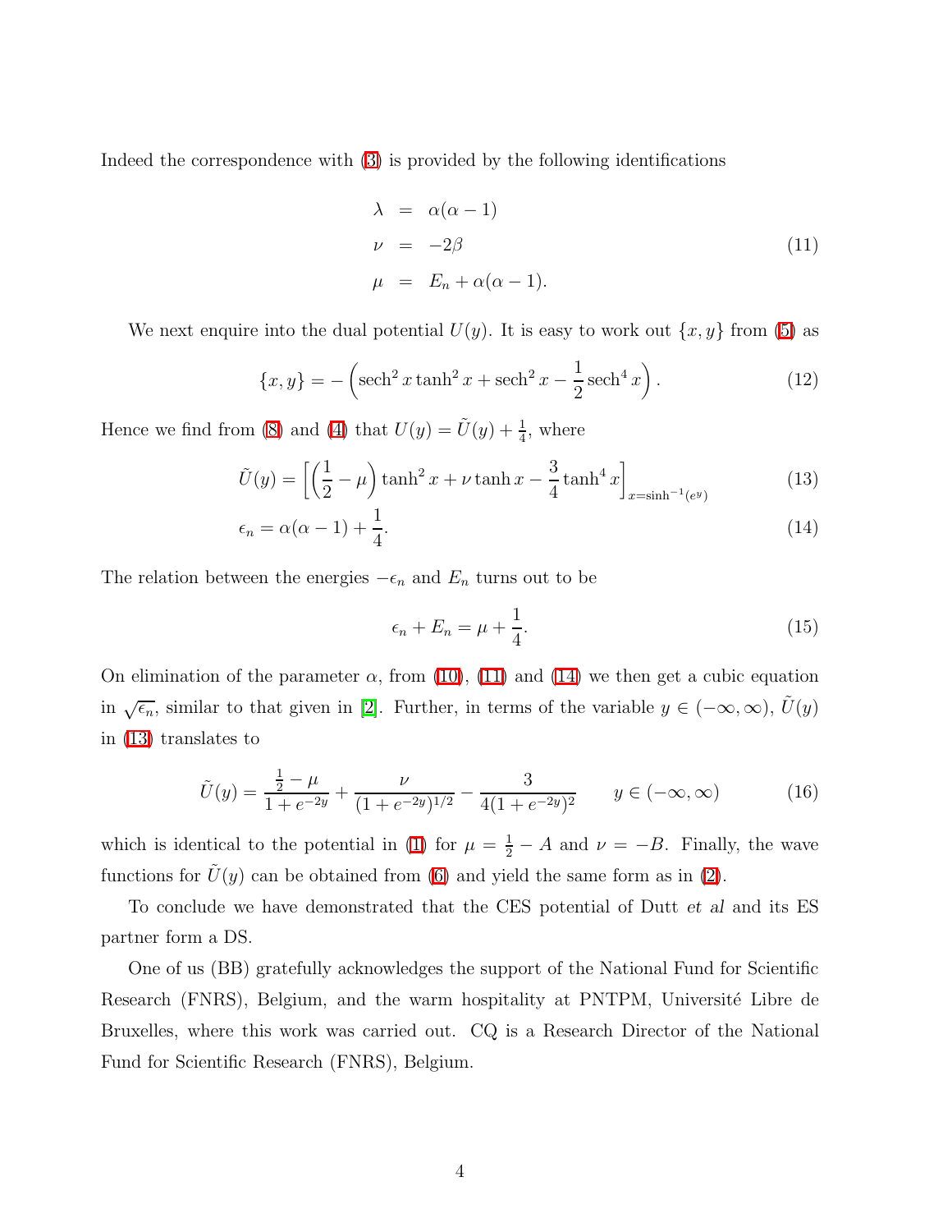Indeed the correspondence with (3) is provided by the following identifications

$$
\begin{aligned}
\lambda &= \alpha(\alpha - 1) \\
\nu &= -2\beta \\
\mu &= E_n + \alpha(\alpha - 1).
\end{aligned}
\tag{11}
$$

We next enquire into the dual potential $U(y)$. It is easy to work out $\{x, y\}$ from (5) as

$$
\{x, y\} = -\left(\operatorname{sech}^2 x \tanh^2 x + \operatorname{sech}^2 x - \frac{1}{2}\operatorname{sech}^4 x\right). \tag{12}
$$

Hence we find from (8) and (4) that $U(y) = \tilde{U}(y) + \frac{1}{4}$, where

$$
\tilde{U}(y) = \left[\left(\frac{1}{2} - \mu\right)\tanh^2 x + \nu \tanh x - \frac{3}{4}\tanh^4 x\right]_{x=\sinh^{-1}(e^y)} \tag{13}
$$

$$
\epsilon_n = \alpha(\alpha - 1) + \frac{1}{4}. \tag{14}
$$

The relation between the energies $-\epsilon_n$ and $E_n$ turns out to be

$$
\epsilon_n + E_n = \mu + \frac{1}{4}. \tag{15}
$$

On elimination of the parameter $\alpha$, from (10), (11) and (14) we then get a cubic equation in $\sqrt{\epsilon_n}$, similar to that given in [2]. Further, in terms of the variable $y \in (-\infty, \infty)$, $\tilde{U}(y)$ in (13) translates to

$$
\tilde{U}(y) = \frac{\frac{1}{2} - \mu}{1 + e^{-2y}} + \frac{\nu}{(1 + e^{-2y})^{1/2}} - \frac{3}{4(1 + e^{-2y})^2} \qquad y \in (-\infty, \infty) \tag{16}
$$

which is identical to the potential in (1) for $\mu = \frac{1}{2} - A$ and $\nu = -B$. Finally, the wave functions for $\tilde{U}(y)$ can be obtained from (6) and yield the same form as in (2).

To conclude we have demonstrated that the CES potential of Dutt *et al* and its ES partner form a DS.

One of us (BB) gratefully acknowledges the support of the National Fund for Scientific Research (FNRS), Belgium, and the warm hospitality at PNTPM, Université Libre de Bruxelles, where this work was carried out. CQ is a Research Director of the National Fund for Scientific Research (FNRS), Belgium.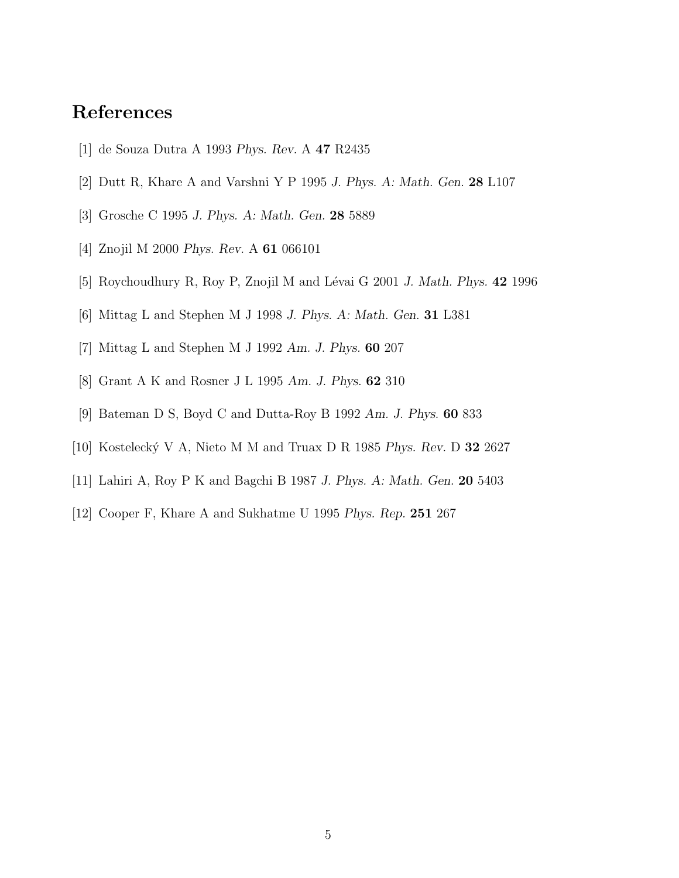# References

[1] de Souza Dutra A 1993 *Phys. Rev.* A **47** R2435

[2] Dutt R, Khare A and Varshni Y P 1995 *J. Phys. A: Math. Gen.* **28** L107

[3] Grosche C 1995 *J. Phys. A: Math. Gen.* **28** 5889

[4] Znojil M 2000 *Phys. Rev.* A **61** 066101

[5] Roychoudhury R, Roy P, Znojil M and Lévai G 2001 *J. Math. Phys.* **42** 1996

[6] Mittag L and Stephen M J 1998 *J. Phys. A: Math. Gen.* **31** L381

[7] Mittag L and Stephen M J 1992 *Am. J. Phys.* **60** 207

[8] Grant A K and Rosner J L 1995 *Am. J. Phys.* **62** 310

[9] Bateman D S, Boyd C and Dutta-Roy B 1992 *Am. J. Phys.* **60** 833

[10] Kostelecký V A, Nieto M M and Truax D R 1985 *Phys. Rev.* D **32** 2627

[11] Lahiri A, Roy P K and Bagchi B 1987 *J. Phys. A: Math. Gen.* **20** 5403

[12] Cooper F, Khare A and Sukhatme U 1995 *Phys. Rep.* **251** 267